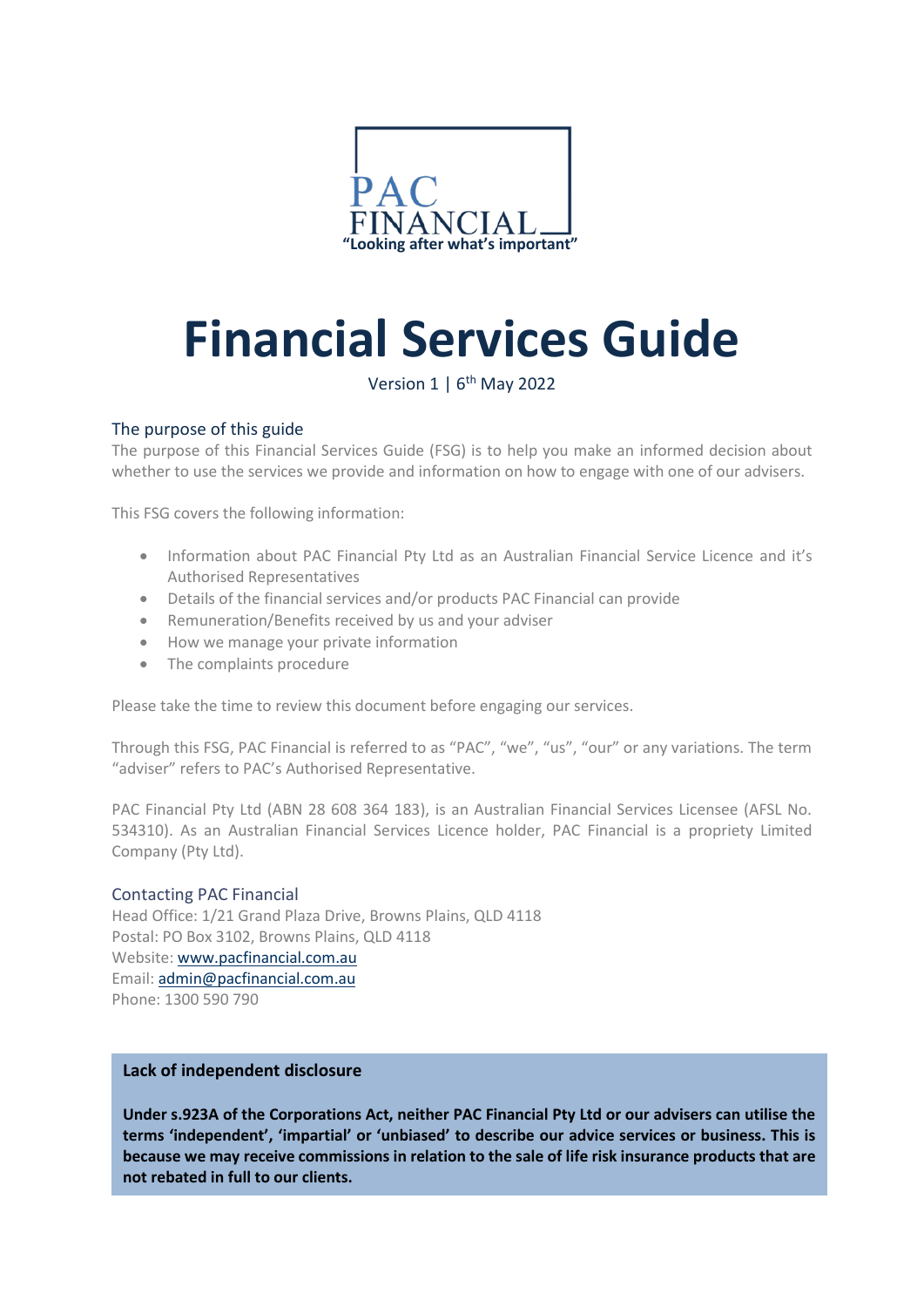PAC FINANCIAL

"Looking after what's important"

# Financial Services Guide

Version 1 | 6th May 2022

## The purpose of this guide

The purpose of this Financial Services Guide (FSG) is to help you make an informed decision about whether to use the services we provide and information on how to engage with one of our advisers.

This FSG covers the following information:

- Information about PAC Financial Pty Ltd as an Australian Financial Service Licence and it's Authorised Representatives
- Details of the financial services and/or products PAC Financial can provide
- Remuneration/Benefits received by us and your adviser
- How we manage your private information
- The complaints procedure

Please take the time to review this document before engaging our services.

Through this FSG, PAC Financial is referred to as "PAC", "we", "us", "our" or any variations. The term "adviser" refers to PAC's Authorised Representative.

PAC Financial Pty Ltd (ABN 28 608 364 183), is an Australian Financial Services Licensee (AFSL No. 534310). As an Australian Financial Services Licence holder, PAC Financial is a propriety Limited Company (Pty Ltd).

## Contacting PAC Financial

Head Office: 1/21 Grand Plaza Drive, Browns Plains, QLD 4118
Postal: PO Box 3102, Browns Plains, QLD 4118
Website: www.pacfinancial.com.au
Email: admin@pacfinancial.com.au
Phone: 1300 590 790

**Lack of independent disclosure**

**Under s.923A of the Corporations Act, neither PAC Financial Pty Ltd or our advisers can utilise the terms 'independent', 'impartial' or 'unbiased' to describe our advice services or business. This is because we may receive commissions in relation to the sale of life risk insurance products that are not rebated in full to our clients.**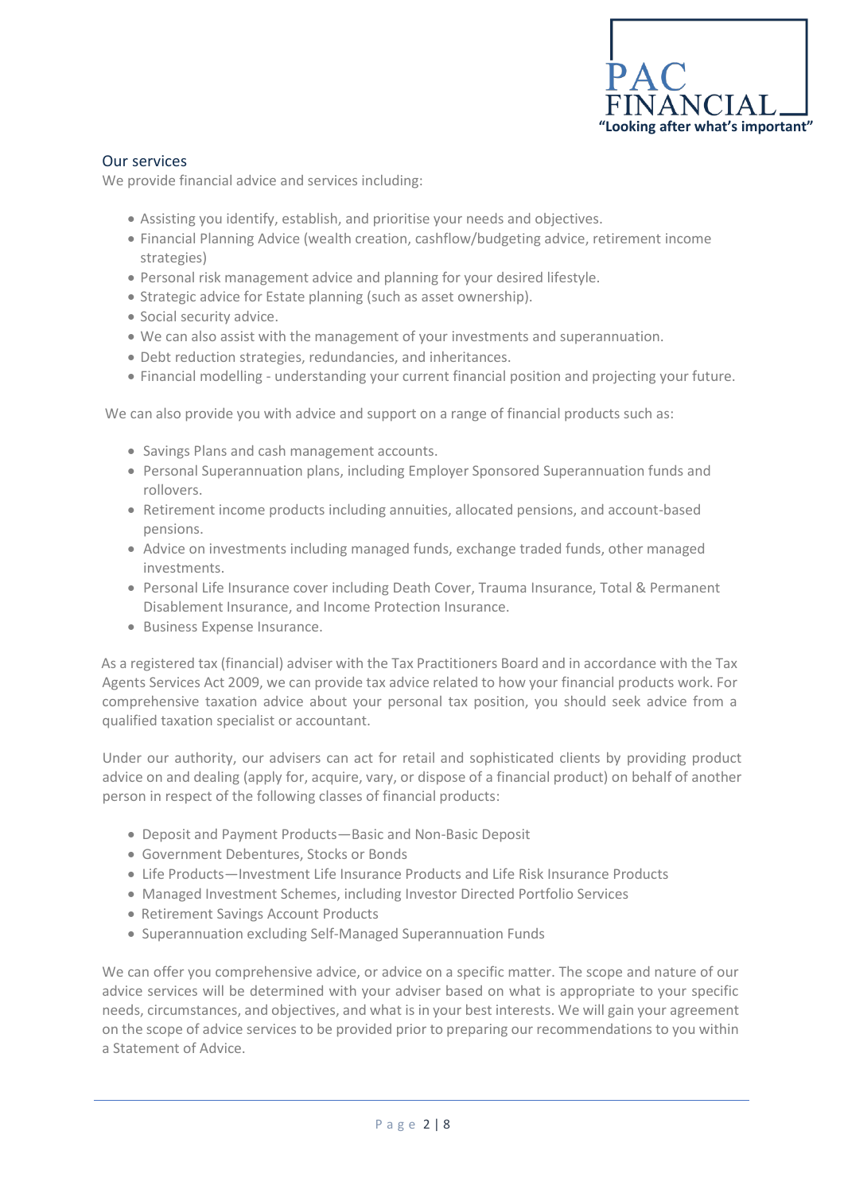## Our services

We provide financial advice and services including:

- Assisting you identify, establish, and prioritise your needs and objectives.
- Financial Planning Advice (wealth creation, cashflow/budgeting advice, retirement income strategies)
- Personal risk management advice and planning for your desired lifestyle.
- Strategic advice for Estate planning (such as asset ownership).
- Social security advice.
- We can also assist with the management of your investments and superannuation.
- Debt reduction strategies, redundancies, and inheritances.
- Financial modelling - understanding your current financial position and projecting your future.

We can also provide you with advice and support on a range of financial products such as:

- Savings Plans and cash management accounts.
- Personal Superannuation plans, including Employer Sponsored Superannuation funds and rollovers.
- Retirement income products including annuities, allocated pensions, and account-based pensions.
- Advice on investments including managed funds, exchange traded funds, other managed investments.
- Personal Life Insurance cover including Death Cover, Trauma Insurance, Total & Permanent Disablement Insurance, and Income Protection Insurance.
- Business Expense Insurance.

As a registered tax (financial) adviser with the Tax Practitioners Board and in accordance with the Tax Agents Services Act 2009, we can provide tax advice related to how your financial products work. For comprehensive taxation advice about your personal tax position, you should seek advice from a qualified taxation specialist or accountant.

Under our authority, our advisers can act for retail and sophisticated clients by providing product advice on and dealing (apply for, acquire, vary, or dispose of a financial product) on behalf of another person in respect of the following classes of financial products:

- Deposit and Payment Products—Basic and Non-Basic Deposit
- Government Debentures, Stocks or Bonds
- Life Products—Investment Life Insurance Products and Life Risk Insurance Products
- Managed Investment Schemes, including Investor Directed Portfolio Services
- Retirement Savings Account Products
- Superannuation excluding Self-Managed Superannuation Funds

We can offer you comprehensive advice, or advice on a specific matter. The scope and nature of our advice services will be determined with your adviser based on what is appropriate to your specific needs, circumstances, and objectives, and what is in your best interests. We will gain your agreement on the scope of advice services to be provided prior to preparing our recommendations to you within a Statement of Advice.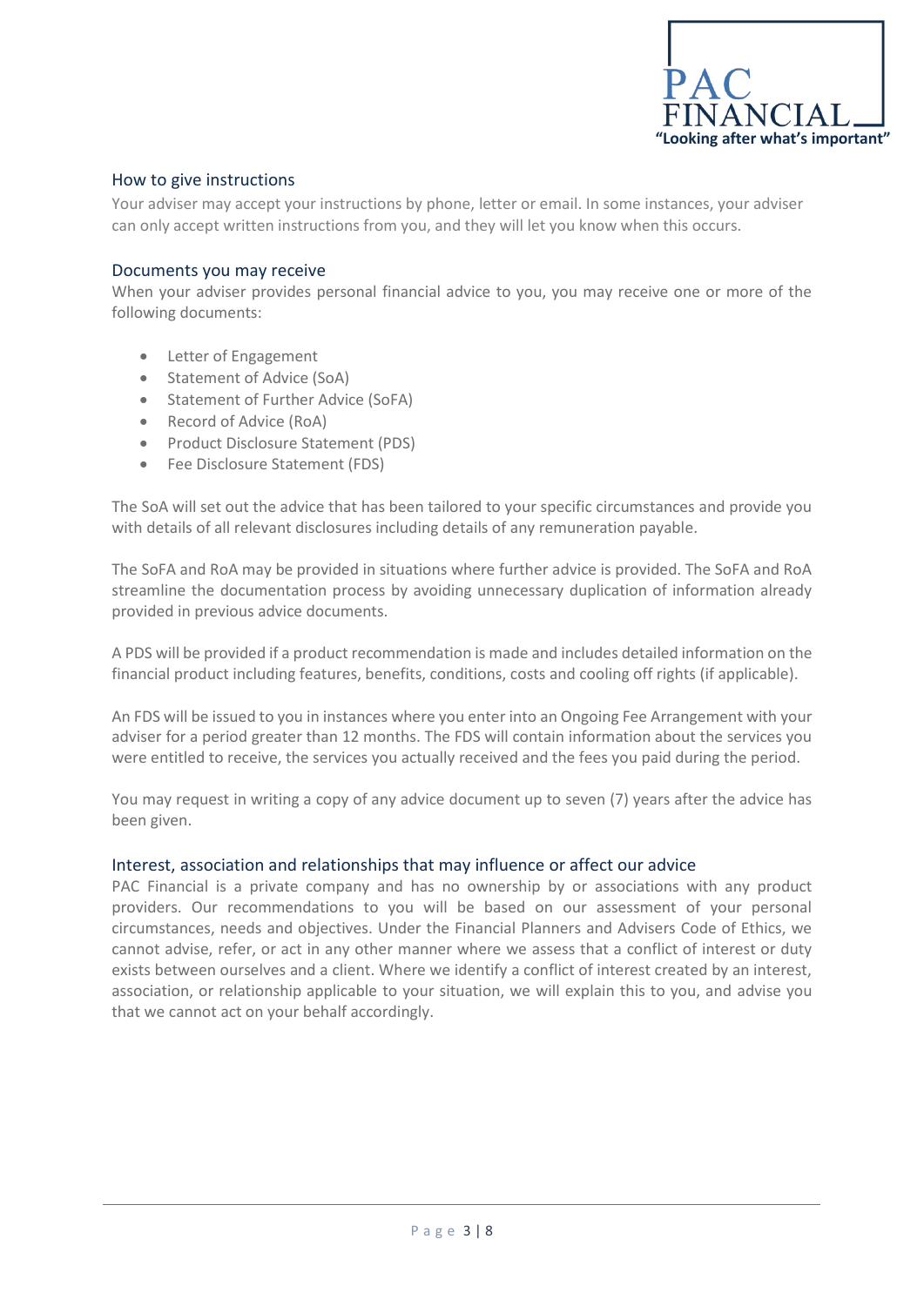## How to give instructions

Your adviser may accept your instructions by phone, letter or email. In some instances, your adviser can only accept written instructions from you, and they will let you know when this occurs.

## Documents you may receive

When your adviser provides personal financial advice to you, you may receive one or more of the following documents:

- Letter of Engagement
- Statement of Advice (SoA)
- Statement of Further Advice (SoFA)
- Record of Advice (RoA)
- Product Disclosure Statement (PDS)
- Fee Disclosure Statement (FDS)

The SoA will set out the advice that has been tailored to your specific circumstances and provide you with details of all relevant disclosures including details of any remuneration payable.

The SoFA and RoA may be provided in situations where further advice is provided. The SoFA and RoA streamline the documentation process by avoiding unnecessary duplication of information already provided in previous advice documents.

A PDS will be provided if a product recommendation is made and includes detailed information on the financial product including features, benefits, conditions, costs and cooling off rights (if applicable).

An FDS will be issued to you in instances where you enter into an Ongoing Fee Arrangement with your adviser for a period greater than 12 months. The FDS will contain information about the services you were entitled to receive, the services you actually received and the fees you paid during the period.

You may request in writing a copy of any advice document up to seven (7) years after the advice has been given.

## Interest, association and relationships that may influence or affect our advice

PAC Financial is a private company and has no ownership by or associations with any product providers. Our recommendations to you will be based on our assessment of your personal circumstances, needs and objectives. Under the Financial Planners and Advisers Code of Ethics, we cannot advise, refer, or act in any other manner where we assess that a conflict of interest or duty exists between ourselves and a client. Where we identify a conflict of interest created by an interest, association, or relationship applicable to your situation, we will explain this to you, and advise you that we cannot act on your behalf accordingly.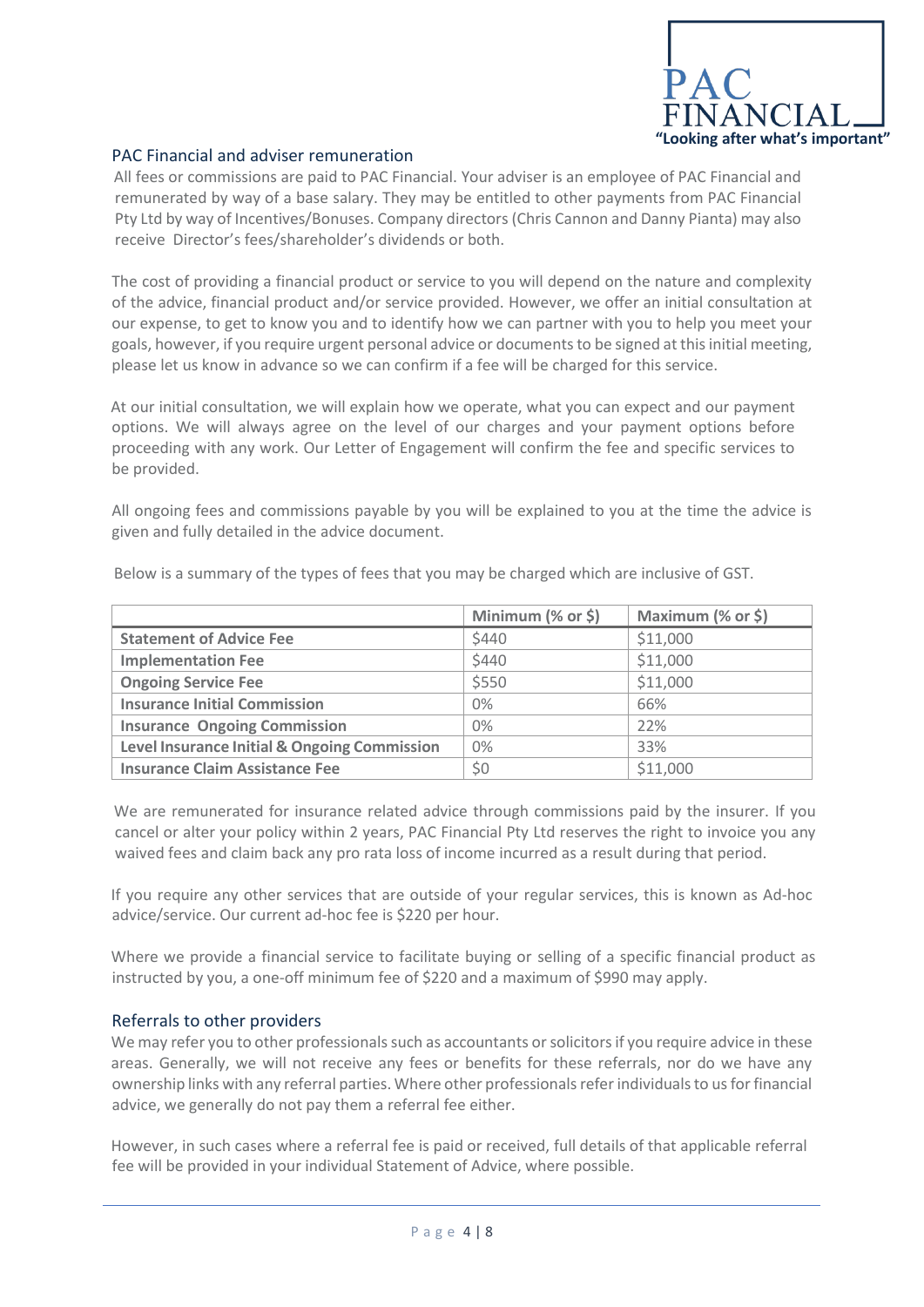## PAC Financial and adviser remuneration

All fees or commissions are paid to PAC Financial. Your adviser is an employee of PAC Financial and remunerated by way of a base salary. They may be entitled to other payments from PAC Financial Pty Ltd by way of Incentives/Bonuses. Company directors (Chris Cannon and Danny Pianta) may also receive Director's fees/shareholder's dividends or both.

The cost of providing a financial product or service to you will depend on the nature and complexity of the advice, financial product and/or service provided. However, we offer an initial consultation at our expense, to get to know you and to identify how we can partner with you to help you meet your goals, however, if you require urgent personal advice or documents to be signed at this initial meeting, please let us know in advance so we can confirm if a fee will be charged for this service.

At our initial consultation, we will explain how we operate, what you can expect and our payment options. We will always agree on the level of our charges and your payment options before proceeding with any work. Our Letter of Engagement will confirm the fee and specific services to be provided.

All ongoing fees and commissions payable by you will be explained to you at the time the advice is given and fully detailed in the advice document.

Below is a summary of the types of fees that you may be charged which are inclusive of GST.

| | Minimum (% or $) | Maximum (% or $) |
|---|---|---|
| **Statement of Advice Fee** | $440 | $11,000 |
| **Implementation Fee** | $440 | $11,000 |
| **Ongoing Service Fee** | $550 | $11,000 |
| **Insurance Initial Commission** | 0% | 66% |
| **Insurance Ongoing Commission** | 0% | 22% |
| **Level Insurance Initial & Ongoing Commission** | 0% | 33% |
| **Insurance Claim Assistance Fee** | $0 | $11,000 |

We are remunerated for insurance related advice through commissions paid by the insurer. If you cancel or alter your policy within 2 years, PAC Financial Pty Ltd reserves the right to invoice you any waived fees and claim back any pro rata loss of income incurred as a result during that period.

If you require any other services that are outside of your regular services, this is known as Ad-hoc advice/service. Our current ad-hoc fee is $220 per hour.

Where we provide a financial service to facilitate buying or selling of a specific financial product as instructed by you, a one-off minimum fee of $220 and a maximum of $990 may apply.

## Referrals to other providers

We may refer you to other professionals such as accountants or solicitors if you require advice in these areas. Generally, we will not receive any fees or benefits for these referrals, nor do we have any ownership links with any referral parties. Where other professionals refer individuals to us for financial advice, we generally do not pay them a referral fee either.

However, in such cases where a referral fee is paid or received, full details of that applicable referral fee will be provided in your individual Statement of Advice, where possible.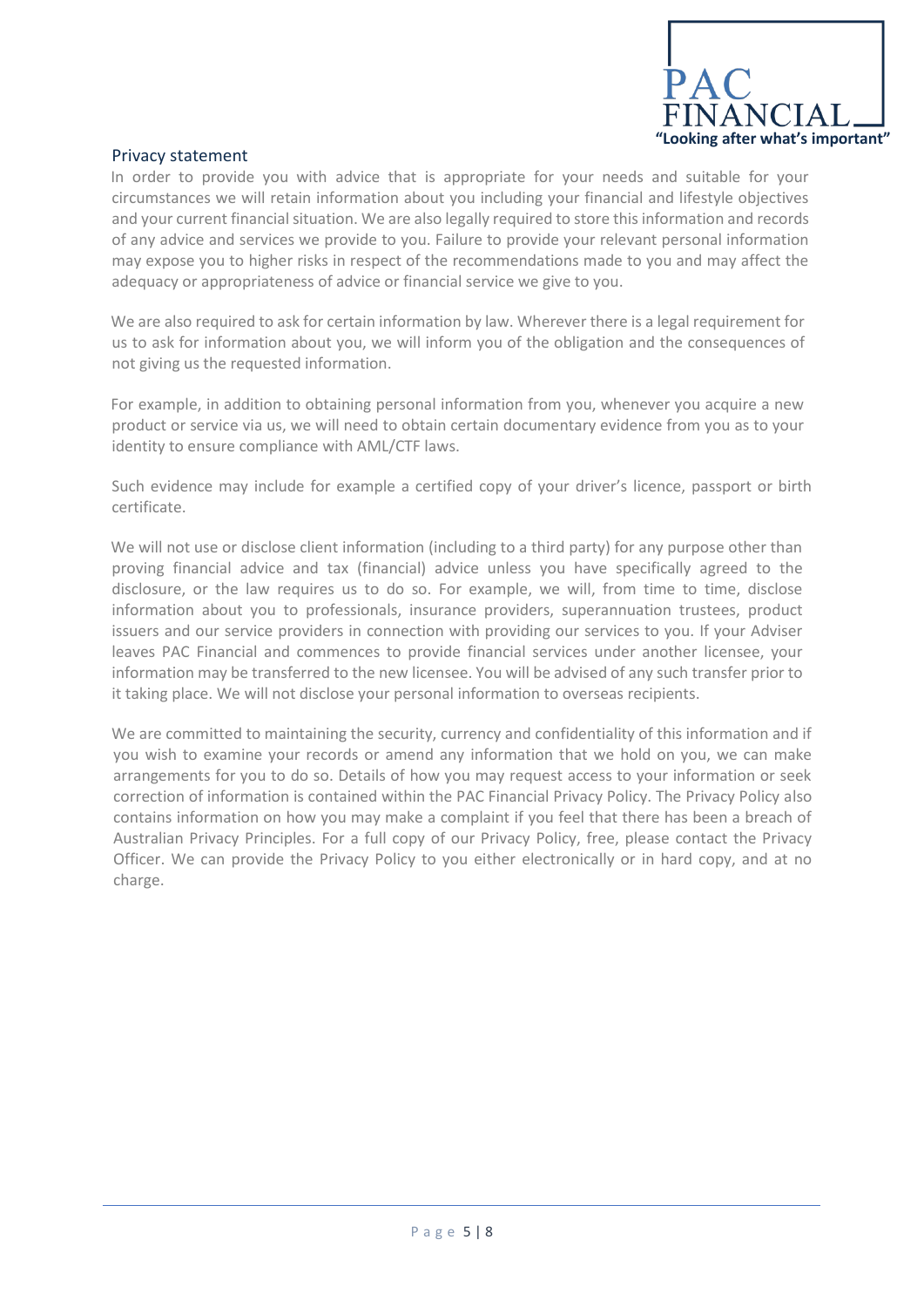## Privacy statement

In order to provide you with advice that is appropriate for your needs and suitable for your circumstances we will retain information about you including your financial and lifestyle objectives and your current financial situation. We are also legally required to store this information and records of any advice and services we provide to you. Failure to provide your relevant personal information may expose you to higher risks in respect of the recommendations made to you and may affect the adequacy or appropriateness of advice or financial service we give to you.

We are also required to ask for certain information by law. Wherever there is a legal requirement for us to ask for information about you, we will inform you of the obligation and the consequences of not giving us the requested information.

For example, in addition to obtaining personal information from you, whenever you acquire a new product or service via us, we will need to obtain certain documentary evidence from you as to your identity to ensure compliance with AML/CTF laws.

Such evidence may include for example a certified copy of your driver's licence, passport or birth certificate.

We will not use or disclose client information (including to a third party) for any purpose other than proving financial advice and tax (financial) advice unless you have specifically agreed to the disclosure, or the law requires us to do so. For example, we will, from time to time, disclose information about you to professionals, insurance providers, superannuation trustees, product issuers and our service providers in connection with providing our services to you. If your Adviser leaves PAC Financial and commences to provide financial services under another licensee, your information may be transferred to the new licensee. You will be advised of any such transfer prior to it taking place. We will not disclose your personal information to overseas recipients.

We are committed to maintaining the security, currency and confidentiality of this information and if you wish to examine your records or amend any information that we hold on you, we can make arrangements for you to do so. Details of how you may request access to your information or seek correction of information is contained within the PAC Financial Privacy Policy. The Privacy Policy also contains information on how you may make a complaint if you feel that there has been a breach of Australian Privacy Principles. For a full copy of our Privacy Policy, free, please contact the Privacy Officer. We can provide the Privacy Policy to you either electronically or in hard copy, and at no charge.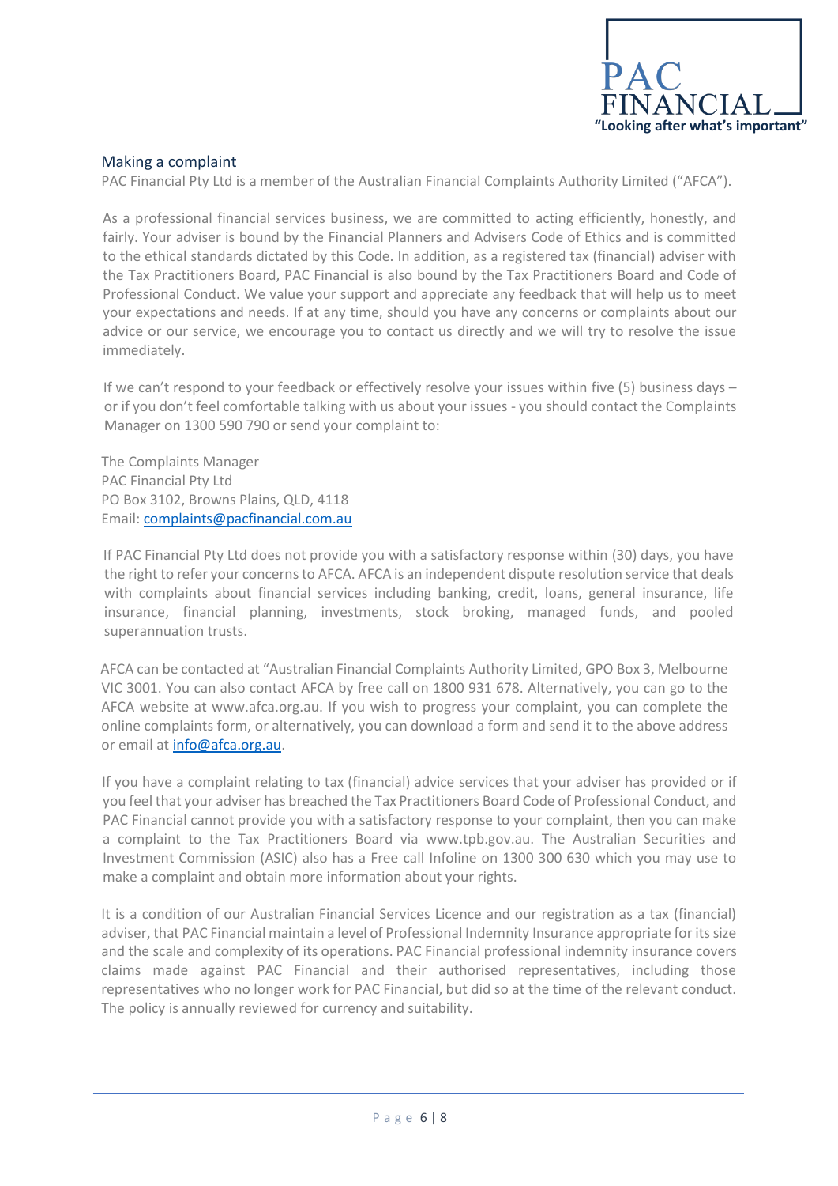## Making a complaint

PAC Financial Pty Ltd is a member of the Australian Financial Complaints Authority Limited ("AFCA").

As a professional financial services business, we are committed to acting efficiently, honestly, and fairly. Your adviser is bound by the Financial Planners and Advisers Code of Ethics and is committed to the ethical standards dictated by this Code. In addition, as a registered tax (financial) adviser with the Tax Practitioners Board, PAC Financial is also bound by the Tax Practitioners Board and Code of Professional Conduct. We value your support and appreciate any feedback that will help us to meet your expectations and needs. If at any time, should you have any concerns or complaints about our advice or our service, we encourage you to contact us directly and we will try to resolve the issue immediately.

If we can't respond to your feedback or effectively resolve your issues within five (5) business days – or if you don't feel comfortable talking with us about your issues - you should contact the Complaints Manager on 1300 590 790 or send your complaint to:

The Complaints Manager
PAC Financial Pty Ltd
PO Box 3102, Browns Plains, QLD, 4118
Email: complaints@pacfinancial.com.au

If PAC Financial Pty Ltd does not provide you with a satisfactory response within (30) days, you have the right to refer your concerns to AFCA. AFCA is an independent dispute resolution service that deals with complaints about financial services including banking, credit, loans, general insurance, life insurance, financial planning, investments, stock broking, managed funds, and pooled superannuation trusts.

AFCA can be contacted at "Australian Financial Complaints Authority Limited, GPO Box 3, Melbourne VIC 3001. You can also contact AFCA by free call on 1800 931 678. Alternatively, you can go to the AFCA website at www.afca.org.au. If you wish to progress your complaint, you can complete the online complaints form, or alternatively, you can download a form and send it to the above address or email at info@afca.org.au.

If you have a complaint relating to tax (financial) advice services that your adviser has provided or if you feel that your adviser has breached the Tax Practitioners Board Code of Professional Conduct, and PAC Financial cannot provide you with a satisfactory response to your complaint, then you can make a complaint to the Tax Practitioners Board via www.tpb.gov.au. The Australian Securities and Investment Commission (ASIC) also has a Free call Infoline on 1300 300 630 which you may use to make a complaint and obtain more information about your rights.

It is a condition of our Australian Financial Services Licence and our registration as a tax (financial) adviser, that PAC Financial maintain a level of Professional Indemnity Insurance appropriate for its size and the scale and complexity of its operations. PAC Financial professional indemnity insurance covers claims made against PAC Financial and their authorised representatives, including those representatives who no longer work for PAC Financial, but did so at the time of the relevant conduct. The policy is annually reviewed for currency and suitability.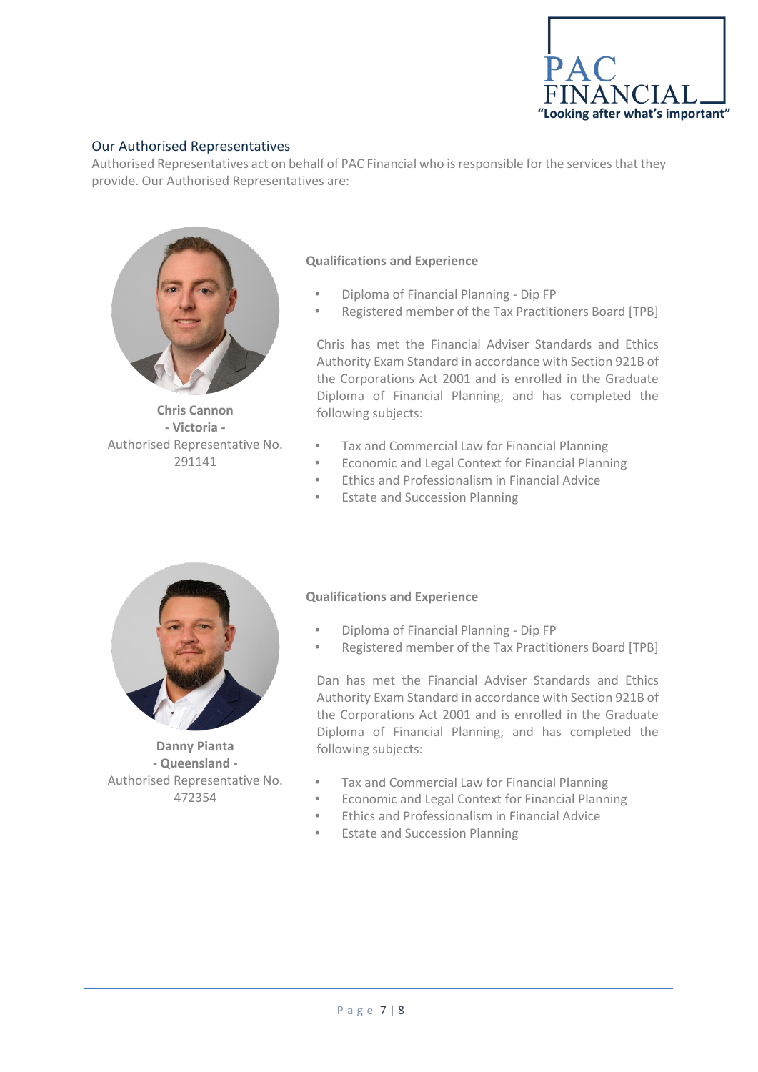## Our Authorised Representatives

Authorised Representatives act on behalf of PAC Financial who is responsible for the services that they provide. Our Authorised Representatives are:

**Chris Cannon**
**- Victoria -**
Authorised Representative No. 291141

**Qualifications and Experience**

- Diploma of Financial Planning - Dip FP
- Registered member of the Tax Practitioners Board [TPB]

Chris has met the Financial Adviser Standards and Ethics Authority Exam Standard in accordance with Section 921B of the Corporations Act 2001 and is enrolled in the Graduate Diploma of Financial Planning, and has completed the following subjects:

- Tax and Commercial Law for Financial Planning
- Economic and Legal Context for Financial Planning
- Ethics and Professionalism in Financial Advice
- Estate and Succession Planning

**Danny Pianta**
**- Queensland -**
Authorised Representative No. 472354

**Qualifications and Experience**

- Diploma of Financial Planning - Dip FP
- Registered member of the Tax Practitioners Board [TPB]

Dan has met the Financial Adviser Standards and Ethics Authority Exam Standard in accordance with Section 921B of the Corporations Act 2001 and is enrolled in the Graduate Diploma of Financial Planning, and has completed the following subjects:

- Tax and Commercial Law for Financial Planning
- Economic and Legal Context for Financial Planning
- Ethics and Professionalism in Financial Advice
- Estate and Succession Planning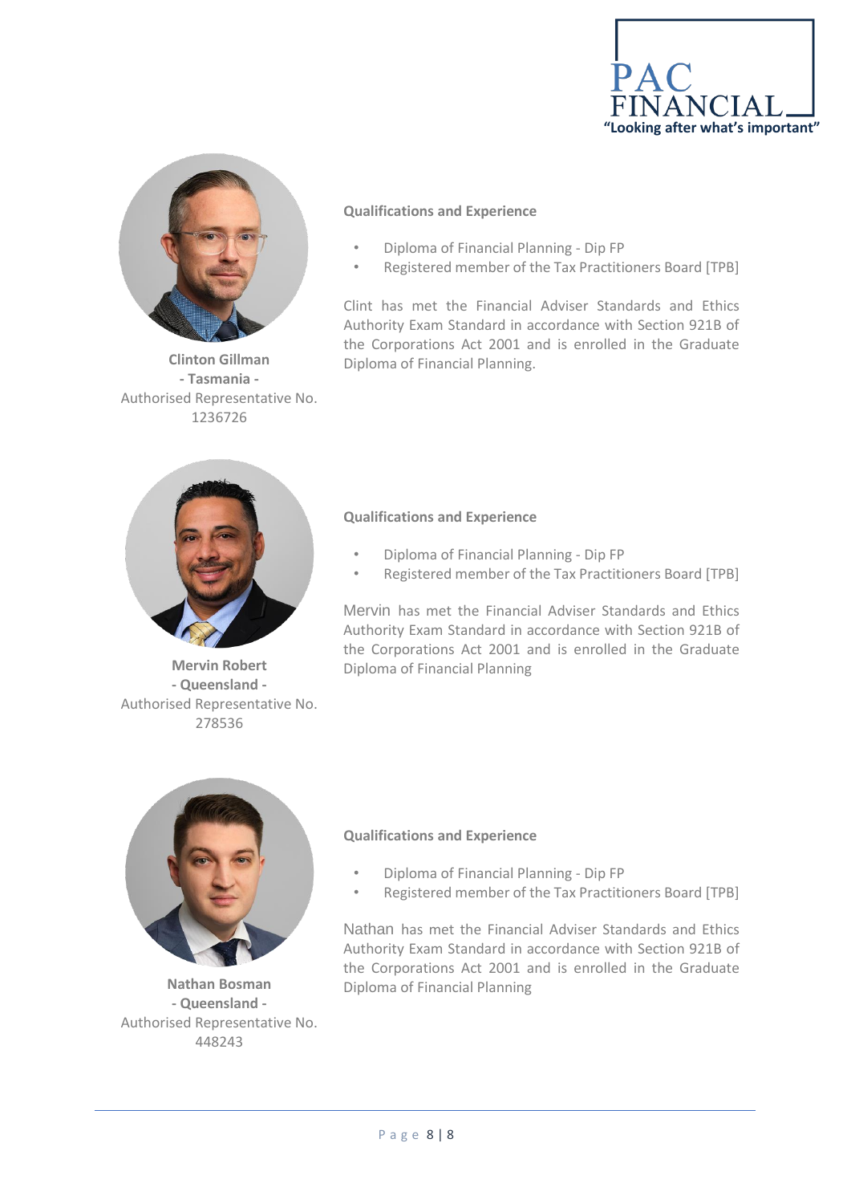**Clinton Gillman**
**- Tasmania -**
Authorised Representative No. 1236726

**Qualifications and Experience**

- Diploma of Financial Planning - Dip FP
- Registered member of the Tax Practitioners Board [TPB]

Clint has met the Financial Adviser Standards and Ethics Authority Exam Standard in accordance with Section 921B of the Corporations Act 2001 and is enrolled in the Graduate Diploma of Financial Planning.

**Mervin Robert**
**- Queensland -**
Authorised Representative No. 278536

**Qualifications and Experience**

- Diploma of Financial Planning - Dip FP
- Registered member of the Tax Practitioners Board [TPB]

Mervin has met the Financial Adviser Standards and Ethics Authority Exam Standard in accordance with Section 921B of the Corporations Act 2001 and is enrolled in the Graduate Diploma of Financial Planning

**Nathan Bosman**
**- Queensland -**
Authorised Representative No. 448243

**Qualifications and Experience**

- Diploma of Financial Planning - Dip FP
- Registered member of the Tax Practitioners Board [TPB]

Nathan has met the Financial Adviser Standards and Ethics Authority Exam Standard in accordance with Section 921B of the Corporations Act 2001 and is enrolled in the Graduate Diploma of Financial Planning